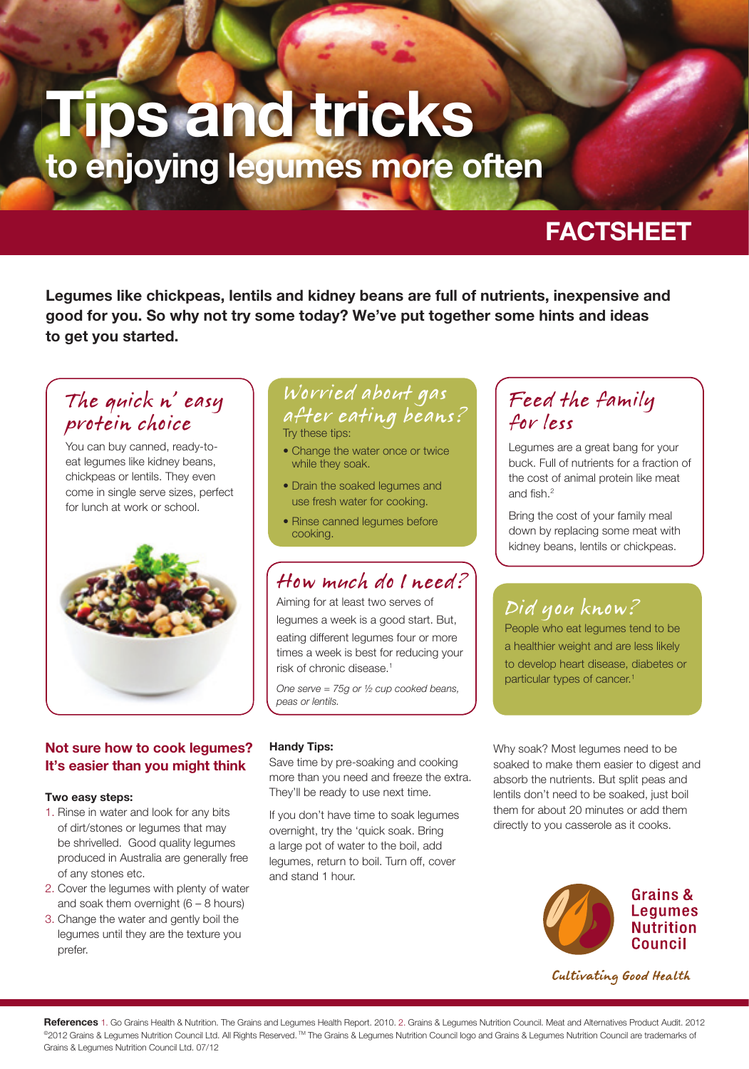# Tips and tricks
## to enjoying legumes more often

**FACTSHEET**

**Legumes like chickpeas, lentils and kidney beans are full of nutrients, inexpensive and good for you. So why not try some today? We've put together some hints and ideas to get you started.**

### The quick n' easy protein choice

You can buy canned, ready-to-eat legumes like kidney beans, chickpeas or lentils. They even come in single serve sizes, perfect for lunch at work or school.

### Worried about gas after eating beans?

Try these tips:

- Change the water once or twice while they soak.
- Drain the soaked legumes and use fresh water for cooking.
- Rinse canned legumes before cooking.

### How much do I need?

Aiming for at least two serves of legumes a week is a good start. But, eating different legumes four or more times a week is best for reducing your risk of chronic disease.[1]

*One serve = 75g or ½ cup cooked beans, peas or lentils.*

### Feed the family for less

Legumes are a great bang for your buck. Full of nutrients for a fraction of the cost of animal protein like meat and fish.[2]

Bring the cost of your family meal down by replacing some meat with kidney beans, lentils or chickpeas.

### Did you know?

People who eat legumes tend to be a healthier weight and are less likely to develop heart disease, diabetes or particular types of cancer.[1]

### Not sure how to cook legumes? It's easier than you might think

**Two easy steps:**

1. Rinse in water and look for any bits of dirt/stones or legumes that may be shrivelled. Good quality legumes produced in Australia are generally free of any stones etc.
2. Cover the legumes with plenty of water and soak them overnight (6 – 8 hours)
3. Change the water and gently boil the legumes until they are the texture you prefer.

**Handy Tips:**

Save time by pre-soaking and cooking more than you need and freeze the extra. They'll be ready to use next time.

If you don't have time to soak legumes overnight, try the 'quick soak. Bring a large pot of water to the boil, add legumes, return to boil. Turn off, cover and stand 1 hour.

Why soak? Most legumes need to be soaked to make them easier to digest and absorb the nutrients. But split peas and lentils don't need to be soaked, just boil them for about 20 minutes or add them directly to you casserole as it cooks.

Grains & Legumes Nutrition Council

*Cultivating Good Health*

**References** 1. Go Grains Health & Nutrition. The Grains and Legumes Health Report. 2010. 2. Grains & Legumes Nutrition Council. Meat and Alternatives Product Audit. 2012

©2012 Grains & Legumes Nutrition Council Ltd. All Rights Reserved. ™ The Grains & Legumes Nutrition Council logo and Grains & Legumes Nutrition Council are trademarks of Grains & Legumes Nutrition Council Ltd. 07/12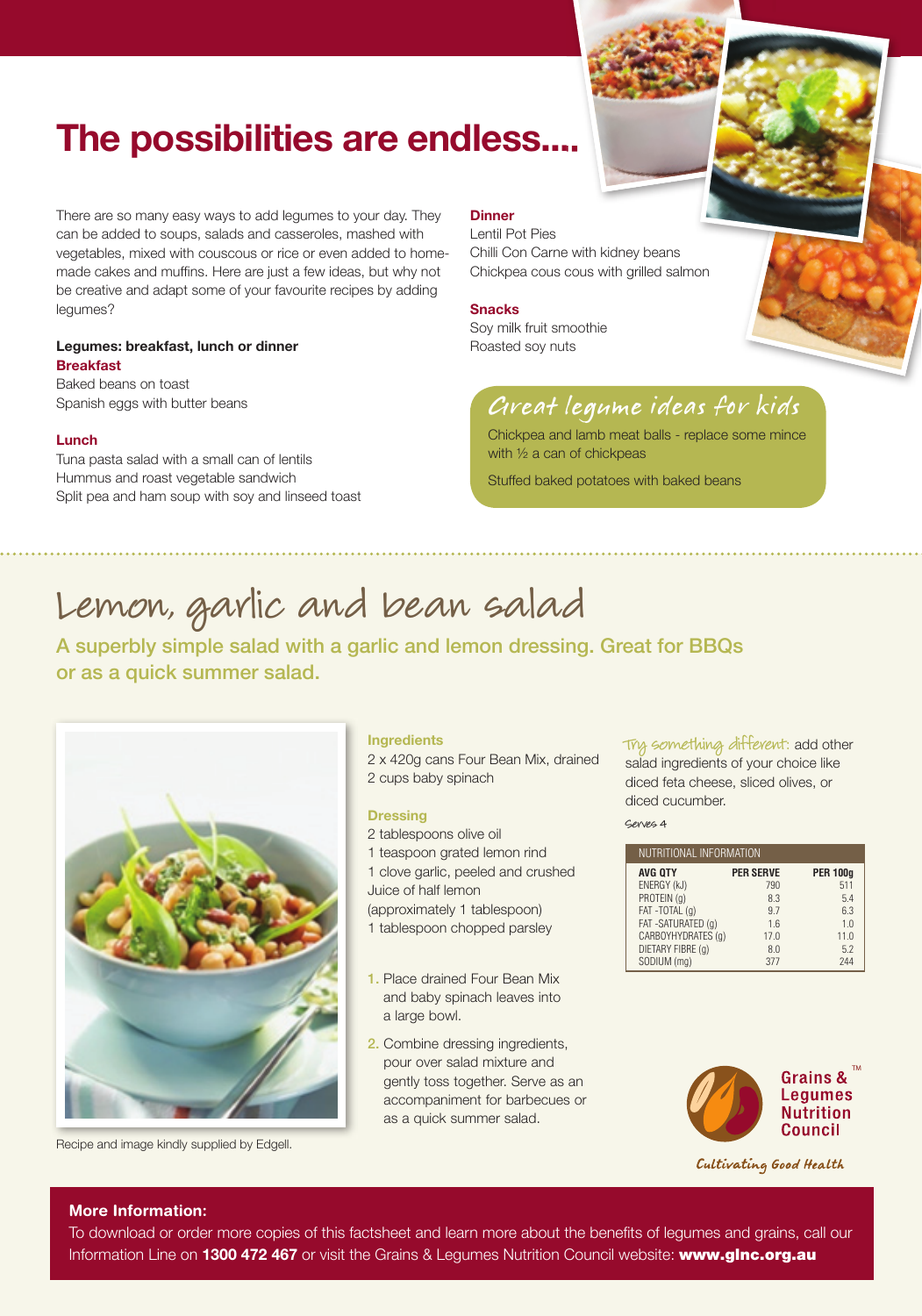# The possibilities are endless....

There are so many easy ways to add legumes to your day. They can be added to soups, salads and casseroles, mashed with vegetables, mixed with couscous or rice or even added to home-made cakes and muffins. Here are just a few ideas, but why not be creative and adapt some of your favourite recipes by adding legumes?

**Legumes: breakfast, lunch or dinner**

**Breakfast**

Baked beans on toast
Spanish eggs with butter beans

**Lunch**

Tuna pasta salad with a small can of lentils
Hummus and roast vegetable sandwich
Split pea and ham soup with soy and linseed toast

**Dinner**

Lentil Pot Pies
Chilli Con Carne with kidney beans
Chickpea cous cous with grilled salmon

**Snacks**

Soy milk fruit smoothie
Roasted soy nuts

## Great legume ideas for kids

Chickpea and lamb meat balls - replace some mince with ½ a can of chickpeas

Stuffed baked potatoes with baked beans

# Lemon, garlic and bean salad

### A superbly simple salad with a garlic and lemon dressing. Great for BBQs or as a quick summer salad.

Recipe and image kindly supplied by Edgell.

**Ingredients**

2 x 420g cans Four Bean Mix, drained
2 cups baby spinach

**Dressing**

2 tablespoons olive oil
1 teaspoon grated lemon rind
1 clove garlic, peeled and crushed
Juice of half lemon
(approximately 1 tablespoon)
1 tablespoon chopped parsley

1. Place drained Four Bean Mix and baby spinach leaves into a large bowl.
2. Combine dressing ingredients, pour over salad mixture and gently toss together. Serve as an accompaniment for barbecues or as a quick summer salad.

*Try something different:* add other salad ingredients of your choice like diced feta cheese, sliced olives, or diced cucumber.

Serves 4

NUTRITIONAL INFORMATION

| AVG QTY | PER SERVE | PER 100g |
|---|---|---|
| ENERGY (kJ) | 790 | 511 |
| PROTEIN (g) | 8.3 | 5.4 |
| FAT -TOTAL (g) | 9.7 | 6.3 |
| FAT -SATURATED (g) | 1.6 | 1.0 |
| CARBOHYDRATES (g) | 17.0 | 11.0 |
| DIETARY FIBRE (g) | 8.0 | 5.2 |
| SODIUM (mg) | 377 | 244 |

Grains & Legumes Nutrition Council™

*Cultivating Good Health*

**More Information:**

To download or order more copies of this factsheet and learn more about the benefits of legumes and grains, call our Information Line on **1300 472 467** or visit the Grains & Legumes Nutrition Council website: **www.glnc.org.au**